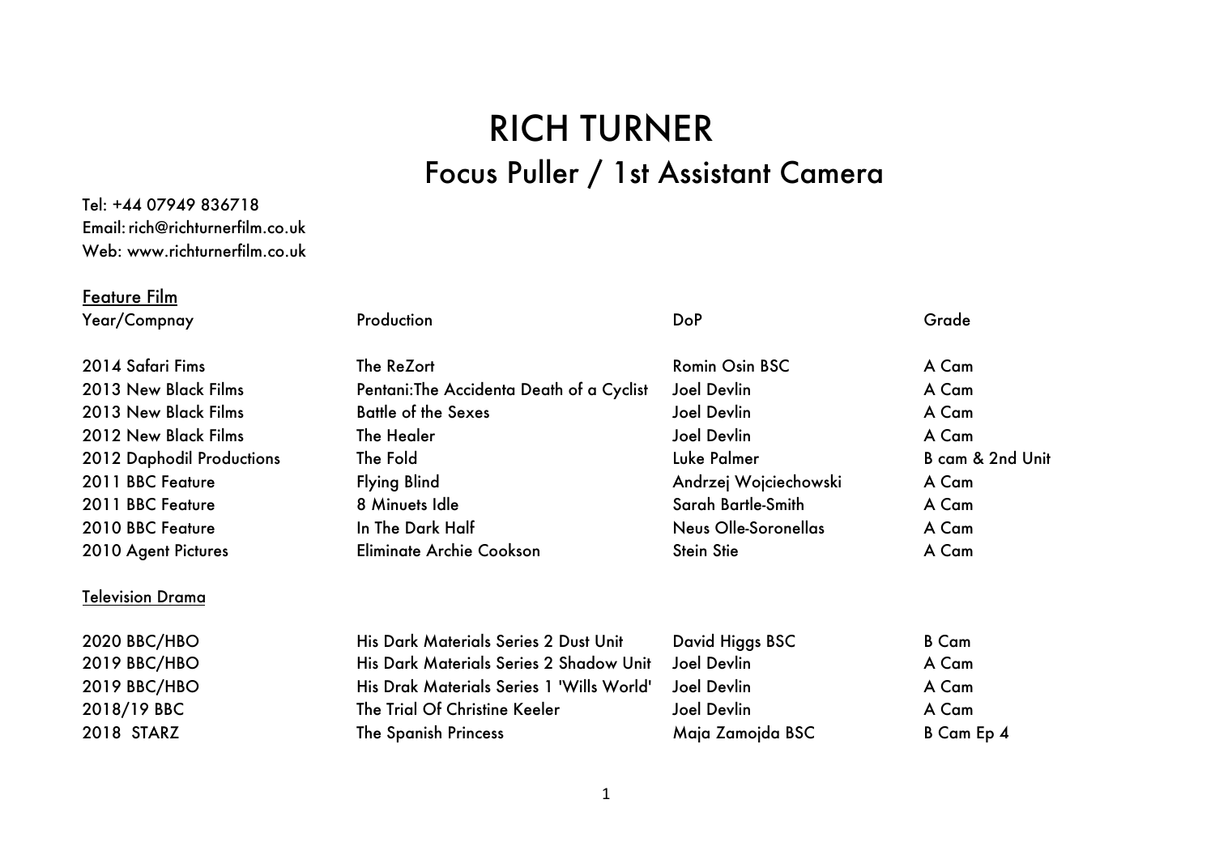# RICH TURNER

## Focus Puller / 1st Assistant Camera

Tel: +44 07949 836718
Email: rich@richturnerfilm.co.uk
Web: www.richturnerfilm.co.uk

### Feature Film

| Year/Compnay | Production | DoP | Grade |
|---|---|---|---|
| 2014 Safari Fims | The ReZort | Romin Osin BSC | A Cam |
| 2013 New Black Films | Pentani:The Accidenta Death of a Cyclist | Joel Devlin | A Cam |
| 2013 New Black Films | Battle of the Sexes | Joel Devlin | A Cam |
| 2012 New Black Films | The Healer | Joel Devlin | A Cam |
| 2012 Daphodil Productions | The Fold | Luke Palmer | B cam & 2nd Unit |
| 2011 BBC Feature | Flying Blind | Andrzej Wojciechowski | A Cam |
| 2011 BBC Feature | 8 Minuets Idle | Sarah Bartle-Smith | A Cam |
| 2010 BBC Feature | In The Dark Half | Neus Olle-Soronellas | A Cam |
| 2010 Agent Pictures | Eliminate Archie Cookson | Stein Stie | A Cam |

### Television Drama

| Year/Compnay | Production | DoP | Grade |
|---|---|---|---|
| 2020 BBC/HBO | His Dark Materials Series 2 Dust Unit | David Higgs BSC | B Cam |
| 2019 BBC/HBO | His Dark Materials Series 2 Shadow Unit | Joel Devlin | A Cam |
| 2019 BBC/HBO | His Drak Materials Series 1 'Wills World' | Joel Devlin | A Cam |
| 2018/19 BBC | The Trial Of Christine Keeler | Joel Devlin | A Cam |
| 2018 STARZ | The Spanish Princess | Maja Zamojda BSC | B Cam Ep 4 |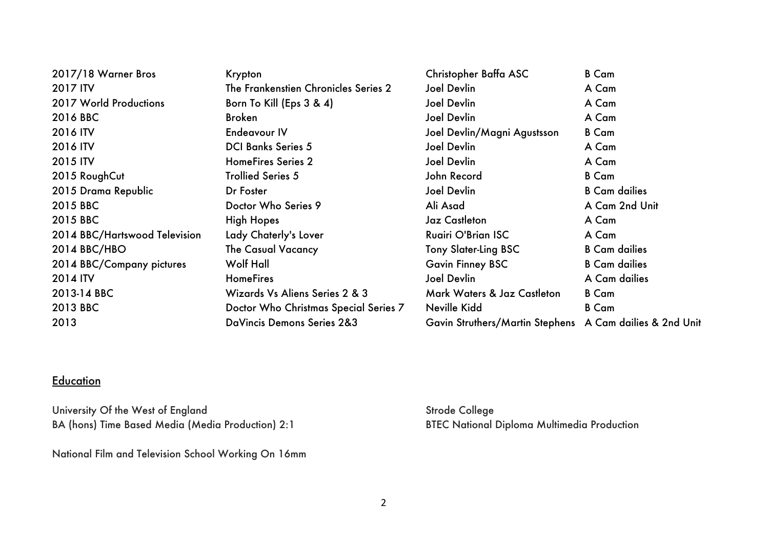| | | | |
|---|---|---|---|
| 2017/18 Warner Bros | Krypton | Christopher Baffa ASC | B Cam |
| 2017 ITV | The Frankenstien Chronicles Series 2 | Joel Devlin | A Cam |
| 2017 World Productions | Born To Kill (Eps 3 & 4) | Joel Devlin | A Cam |
| 2016 BBC | Broken | Joel Devlin | A Cam |
| 2016 ITV | Endeavour IV | Joel Devlin/Magni Agustsson | B Cam |
| 2016 ITV | DCI Banks Series 5 | Joel Devlin | A Cam |
| 2015 ITV | HomeFires Series 2 | Joel Devlin | A Cam |
| 2015 RoughCut | Trollied Series 5 | John Record | B Cam |
| 2015 Drama Republic | Dr Foster | Joel Devlin | B Cam dailies |
| 2015 BBC | Doctor Who Series 9 | Ali Asad | A Cam 2nd Unit |
| 2015 BBC | High Hopes | Jaz Castleton | A Cam |
| 2014 BBC/Hartswood Television | Lady Chaterly's Lover | Ruairi O'Brian ISC | A Cam |
| 2014 BBC/HBO | The Casual Vacancy | Tony Slater-Ling BSC | B Cam dailies |
| 2014 BBC/Company pictures | Wolf Hall | Gavin Finney BSC | B Cam dailies |
| 2014 ITV | HomeFires | Joel Devlin | A Cam dailies |
| 2013-14 BBC | Wizards Vs Aliens Series 2 & 3 | Mark Waters & Jaz Castleton | B Cam |
| 2013 BBC | Doctor Who Christmas Special Series 7 | Neville Kidd | B Cam |
| 2013 | DaVincis Demons Series 2&3 | Gavin Struthers/Martin Stephens | A Cam dailies & 2nd Unit |

## <u>Education</u>

University Of the West of England
BA (hons) Time Based Media (Media Production) 2:1

Strode College
BTEC National Diploma Multimedia Production

National Film and Television School Working On 16mm